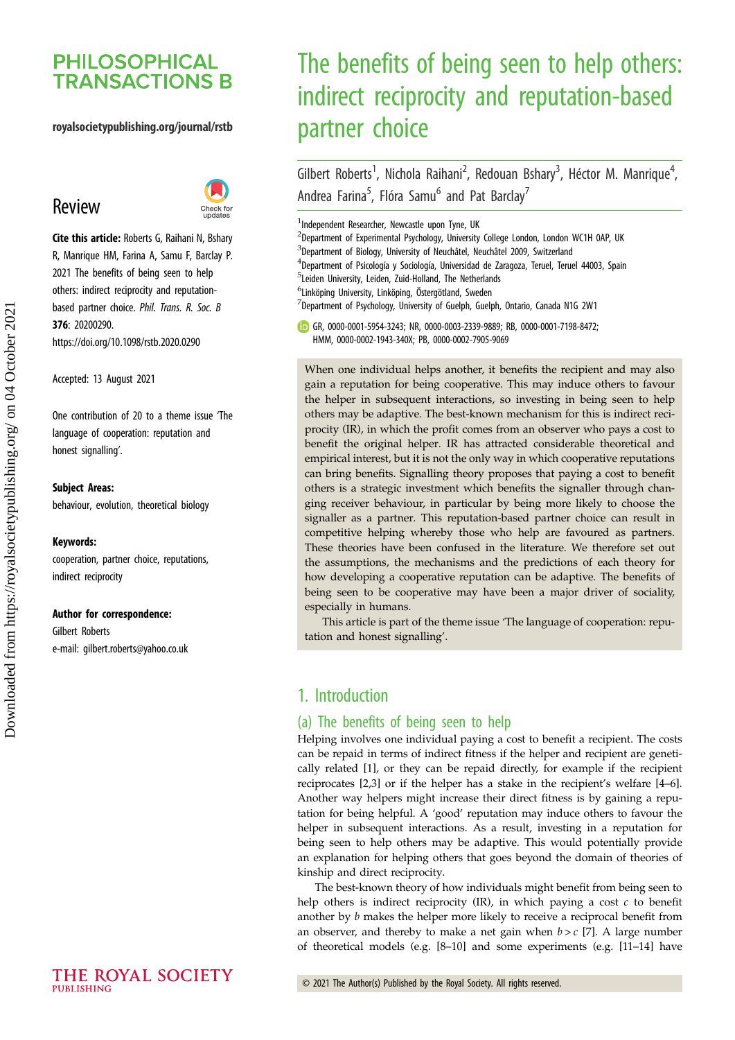# The benefits of being seen to help others: indirect reciprocity and reputation-based partner choice

Gilbert Roberts[1], Nichola Raihani[2], Redouan Bshary[3], Héctor M. Manrique[4], Andrea Farina[5], Flóra Samu[6] and Pat Barclay[7]

[1]Independent Researcher, Newcastle upon Tyne, UK
[2]Department of Experimental Psychology, University College London, London WC1H 0AP, UK
[3]Department of Biology, University of Neuchâtel, Neuchâtel 2009, Switzerland
[4]Department of Psicología y Sociología, Universidad de Zaragoza, Teruel, Teruel 44003, Spain
[5]Leiden University, Leiden, Zuid-Holland, The Netherlands
[6]Linköping University, Linköping, Östergötland, Sweden
[7]Department of Psychology, University of Guelph, Guelph, Ontario, Canada N1G 2W1

GR, 0000-0001-5954-3243; NR, 0000-0003-2339-9889; RB, 0000-0001-7198-8472; HMM, 0000-0002-1943-340X; PB, 0000-0002-7905-9069

## Review

**Cite this article:** Roberts G, Raihani N, Bshary R, Manrique HM, Farina A, Samu F, Barclay P. 2021 The benefits of being seen to help others: indirect reciprocity and reputation-based partner choice. *Phil. Trans. R. Soc. B* **376**: 20200290. https://doi.org/10.1098/rstb.2020.0290

Accepted: 13 August 2021

One contribution of 20 to a theme issue 'The language of cooperation: reputation and honest signalling'.

**Subject Areas:**
behaviour, evolution, theoretical biology

**Keywords:**
cooperation, partner choice, reputations, indirect reciprocity

**Author for correspondence:**
Gilbert Roberts
e-mail: gilbert.roberts@yahoo.co.uk

When one individual helps another, it benefits the recipient and may also gain a reputation for being cooperative. This may induce others to favour the helper in subsequent interactions, so investing in being seen to help others may be adaptive. The best-known mechanism for this is indirect reciprocity (IR), in which the profit comes from an observer who pays a cost to benefit the original helper. IR has attracted considerable theoretical and empirical interest, but it is not the only way in which cooperative reputations can bring benefits. Signalling theory proposes that paying a cost to benefit others is a strategic investment which benefits the signaller through changing receiver behaviour, in particular by being more likely to choose the signaller as a partner. This reputation-based partner choice can result in competitive helping whereby those who help are favoured as partners. These theories have been confused in the literature. We therefore set out the assumptions, the mechanisms and the predictions of each theory for how developing a cooperative reputation can be adaptive. The benefits of being seen to be cooperative may have been a major driver of sociality, especially in humans.

This article is part of the theme issue 'The language of cooperation: reputation and honest signalling'.

## 1. Introduction

### (a) The benefits of being seen to help

Helping involves one individual paying a cost to benefit a recipient. The costs can be repaid in terms of indirect fitness if the helper and recipient are genetically related [1], or they can be repaid directly, for example if the recipient reciprocates [2,3] or if the helper has a stake in the recipient's welfare [4–6]. Another way helpers might increase their direct fitness is by gaining a reputation for being helpful. A 'good' reputation may induce others to favour the helper in subsequent interactions. As a result, investing in a reputation for being seen to help others may be adaptive. This would potentially provide an explanation for helping others that goes beyond the domain of theories of kinship and direct reciprocity.

The best-known theory of how individuals might benefit from being seen to help others is indirect reciprocity (IR), in which paying a cost $c$ to benefit another by $b$ makes the helper more likely to receive a reciprocal benefit from an observer, and thereby to make a net gain when $b > c$ [7]. A large number of theoretical models (e.g. [8–10] and some experiments (e.g. [11–14] have

© 2021 The Author(s) Published by the Royal Society. All rights reserved.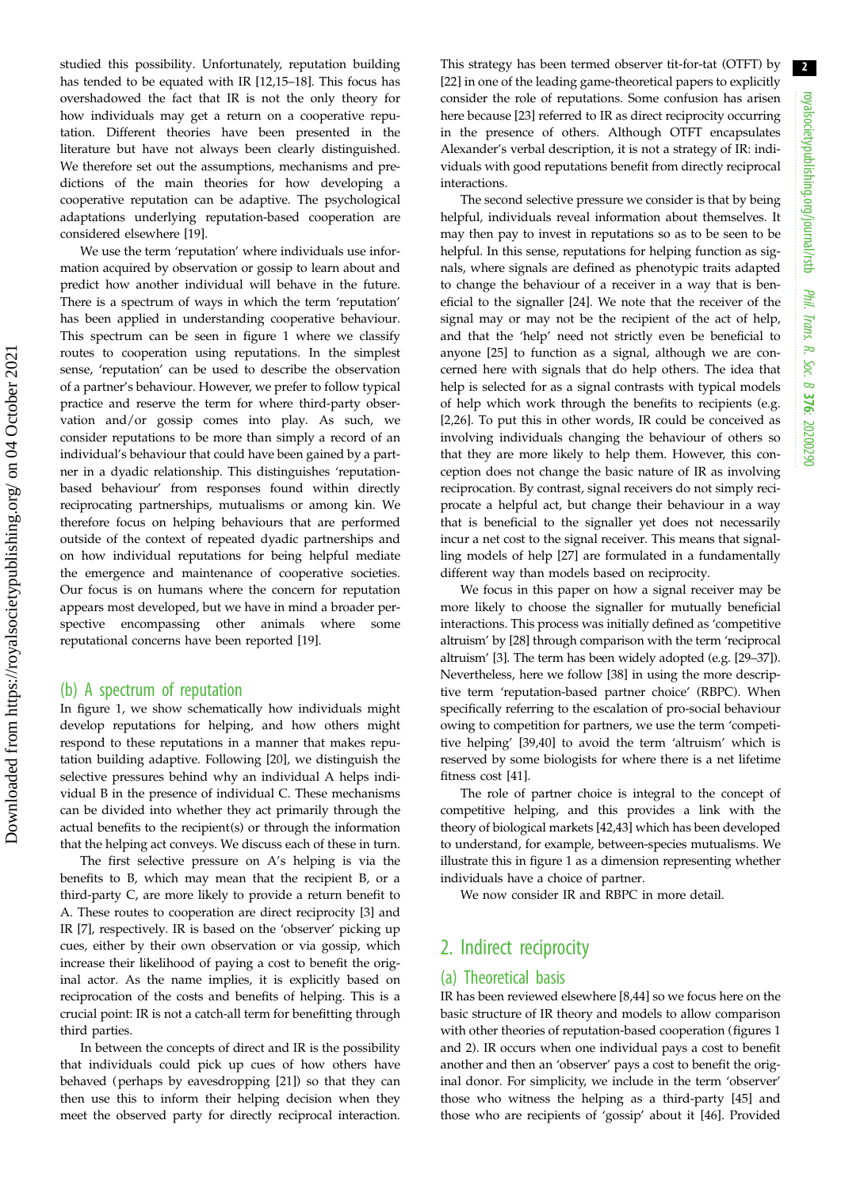studied this possibility. Unfortunately, reputation building has tended to be equated with IR [12,15–18]. This focus has overshadowed the fact that IR is not the only theory for how individuals may get a return on a cooperative reputation. Different theories have been presented in the literature but have not always been clearly distinguished. We therefore set out the assumptions, mechanisms and predictions of the main theories for how developing a cooperative reputation can be adaptive. The psychological adaptations underlying reputation-based cooperation are considered elsewhere [19].

We use the term 'reputation' where individuals use information acquired by observation or gossip to learn about and predict how another individual will behave in the future. There is a spectrum of ways in which the term 'reputation' has been applied in understanding cooperative behaviour. This spectrum can be seen in figure 1 where we classify routes to cooperation using reputations. In the simplest sense, 'reputation' can be used to describe the observation of a partner's behaviour. However, we prefer to follow typical practice and reserve the term for where third-party observation and/or gossip comes into play. As such, we consider reputations to be more than simply a record of an individual's behaviour that could have been gained by a partner in a dyadic relationship. This distinguishes 'reputation-based behaviour' from responses found within directly reciprocating partnerships, mutualisms or among kin. We therefore focus on helping behaviours that are performed outside of the context of repeated dyadic partnerships and on how individual reputations for being helpful mediate the emergence and maintenance of cooperative societies. Our focus is on humans where the concern for reputation appears most developed, but we have in mind a broader perspective encompassing other animals where some reputational concerns have been reported [19].

### (b) A spectrum of reputation

In figure 1, we show schematically how individuals might develop reputations for helping, and how others might respond to these reputations in a manner that makes reputation building adaptive. Following [20], we distinguish the selective pressures behind why an individual A helps individual B in the presence of individual C. These mechanisms can be divided into whether they act primarily through the actual benefits to the recipient(s) or through the information that the helping act conveys. We discuss each of these in turn.

The first selective pressure on A's helping is via the benefits to B, which may mean that the recipient B, or a third-party C, are more likely to provide a return benefit to A. These routes to cooperation are direct reciprocity [3] and IR [7], respectively. IR is based on the 'observer' picking up cues, either by their own observation or via gossip, which increase their likelihood of paying a cost to benefit the original actor. As the name implies, it is explicitly based on reciprocation of the costs and benefits of helping. This is a crucial point: IR is not a catch-all term for benefitting through third parties.

In between the concepts of direct and IR is the possibility that individuals could pick up cues of how others have behaved (perhaps by eavesdropping [21]) so that they can then use this to inform their helping decision when they meet the observed party for directly reciprocal interaction. This strategy has been termed observer tit-for-tat (OTFT) by [22] in one of the leading game-theoretical papers to explicitly consider the role of reputations. Some confusion has arisen here because [23] referred to IR as direct reciprocity occurring in the presence of others. Although OTFT encapsulates Alexander's verbal description, it is not a strategy of IR: individuals with good reputations benefit from directly reciprocal interactions.

The second selective pressure we consider is that by being helpful, individuals reveal information about themselves. It may then pay to invest in reputations so as to be seen to be helpful. In this sense, reputations for helping function as signals, where signals are defined as phenotypic traits adapted to change the behaviour of a receiver in a way that is beneficial to the signaller [24]. We note that the receiver of the signal may or may not be the recipient of the act of help, and that the 'help' need not strictly even be beneficial to anyone [25] to function as a signal, although we are concerned here with signals that do help others. The idea that help is selected for as a signal contrasts with typical models of help which work through the benefits to recipients (e.g. [2,26]. To put this in other words, IR could be conceived as involving individuals changing the behaviour of others so that they are more likely to help them. However, this conception does not change the basic nature of IR as involving reciprocation. By contrast, signal receivers do not simply reciprocate a helpful act, but change their behaviour in a way that is beneficial to the signaller yet does not necessarily incur a net cost to the signal receiver. This means that signalling models of help [27] are formulated in a fundamentally different way than models based on reciprocity.

We focus in this paper on how a signal receiver may be more likely to choose the signaller for mutually beneficial interactions. This process was initially defined as 'competitive altruism' by [28] through comparison with the term 'reciprocal altruism' [3]. The term has been widely adopted (e.g. [29–37]). Nevertheless, here we follow [38] in using the more descriptive term 'reputation-based partner choice' (RBPC). When specifically referring to the escalation of pro-social behaviour owing to competition for partners, we use the term 'competitive helping' [39,40] to avoid the term 'altruism' which is reserved by some biologists for where there is a net lifetime fitness cost [41].

The role of partner choice is integral to the concept of competitive helping, and this provides a link with the theory of biological markets [42,43] which has been developed to understand, for example, between-species mutualisms. We illustrate this in figure 1 as a dimension representing whether individuals have a choice of partner.

We now consider IR and RBPC in more detail.

## 2. Indirect reciprocity

### (a) Theoretical basis

IR has been reviewed elsewhere [8,44] so we focus here on the basic structure of IR theory and models to allow comparison with other theories of reputation-based cooperation (figures 1 and 2). IR occurs when one individual pays a cost to benefit another and then an 'observer' pays a cost to benefit the original donor. For simplicity, we include in the term 'observer' those who witness the helping as a third-party [45] and those who are recipients of 'gossip' about it [46]. Provided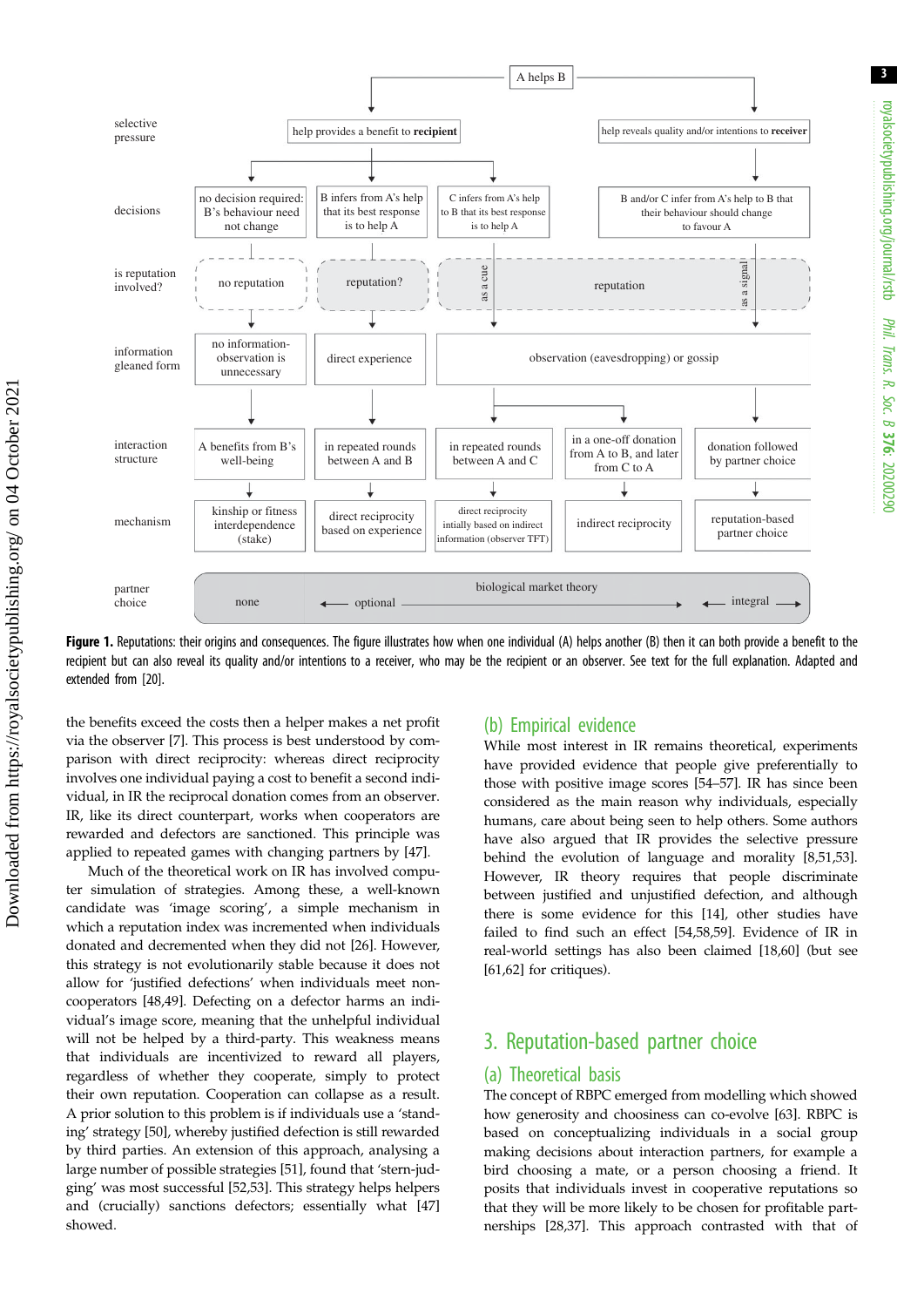Figure 1. Reputations: their origins and consequences. The figure illustrates how when one individual (A) helps another (B) then it can both provide a benefit to the recipient but can also reveal its quality and/or intentions to a receiver, who may be the recipient or an observer. See text for the full explanation. Adapted and extended from [20].

the benefits exceed the costs then a helper makes a net profit via the observer [7]. This process is best understood by comparison with direct reciprocity: whereas direct reciprocity involves one individual paying a cost to benefit a second individual, in IR the reciprocal donation comes from an observer. IR, like its direct counterpart, works when cooperators are rewarded and defectors are sanctioned. This principle was applied to repeated games with changing partners by [47].

Much of the theoretical work on IR has involved computer simulation of strategies. Among these, a well-known candidate was 'image scoring', a simple mechanism in which a reputation index was incremented when individuals donated and decremented when they did not [26]. However, this strategy is not evolutionarily stable because it does not allow for 'justified defections' when individuals meet non-cooperators [48,49]. Defecting on a defector harms an individual's image score, meaning that the unhelpful individual will not be helped by a third-party. This weakness means that individuals are incentivized to reward all players, regardless of whether they cooperate, simply to protect their own reputation. Cooperation can collapse as a result. A prior solution to this problem is if individuals use a 'standing' strategy [50], whereby justified defection is still rewarded by third parties. An extension of this approach, analysing a large number of possible strategies [51], found that 'stern-judging' was most successful [52,53]. This strategy helps helpers and (crucially) sanctions defectors; essentially what [47] showed.

## (b) Empirical evidence

While most interest in IR remains theoretical, experiments have provided evidence that people give preferentially to those with positive image scores [54–57]. IR has since been considered as the main reason why individuals, especially humans, care about being seen to help others. Some authors have also argued that IR provides the selective pressure behind the evolution of language and morality [8,51,53]. However, IR theory requires that people discriminate between justified and unjustified defection, and although there is some evidence for this [14], other studies have failed to find such an effect [54,58,59]. Evidence of IR in real-world settings has also been claimed [18,60] (but see [61,62] for critiques).

# 3. Reputation-based partner choice

## (a) Theoretical basis

The concept of RBPC emerged from modelling which showed how generosity and choosiness can co-evolve [63]. RBPC is based on conceptualizing individuals in a social group making decisions about interaction partners, for example a bird choosing a mate, or a person choosing a friend. It posits that individuals invest in cooperative reputations so that they will be more likely to be chosen for profitable partnerships [28,37]. This approach contrasted with that of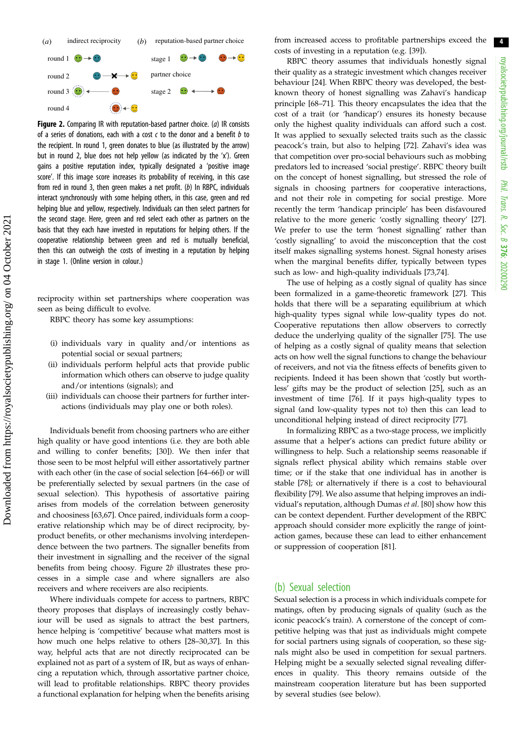**Figure 2.** Comparing IR with reputation-based partner choice. (*a*) IR consists of a series of donations, each with a cost *c* to the donor and a benefit *b* to the recipient. In round 1, green donates to blue (as illustrated by the arrow) but in round 2, blue does not help yellow (as indicated by the 'x'). Green gains a positive reputation index, typically designated a 'positive image score'. If this image score increases its probability of receiving, in this case from red in round 3, then green makes a net profit. (*b*) In RBPC, individuals interact synchronously with some helping others, in this case, green and red helping blue and yellow, respectively. Individuals can then select partners for the second stage. Here, green and red select each other as partners on the basis that they each have invested in reputations for helping others. If the cooperative relationship between green and red is mutually beneficial, then this can outweigh the costs of investing in a reputation by helping in stage 1. (Online version in colour.)

reciprocity within set partnerships where cooperation was seen as being difficult to evolve.

RBPC theory has some key assumptions:

(i) individuals vary in quality and/or intentions as potential social or sexual partners;
(ii) individuals perform helpful acts that provide public information which others can observe to judge quality and/or intentions (signals); and
(iii) individuals can choose their partners for further interactions (individuals may play one or both roles).

Individuals benefit from choosing partners who are either high quality or have good intentions (i.e. they are both able and willing to confer benefits; [30]). We then infer that those seen to be most helpful will either assortatively partner with each other (in the case of social selection [64–66]) or will be preferentially selected by sexual partners (in the case of sexual selection). This hypothesis of assortative pairing arises from models of the correlation between generosity and choosiness [63,67]. Once paired, individuals form a cooperative relationship which may be of direct reciprocity, by-product benefits, or other mechanisms involving interdependence between the two partners. The signaller benefits from their investment in signalling and the receiver of the signal benefits from being choosy. Figure 2*b* illustrates these processes in a simple case and where signallers are also receivers and where receivers are also recipients.

Where individuals compete for access to partners, RBPC theory proposes that displays of increasingly costly behaviour will be used as signals to attract the best partners, hence helping is 'competitive' because what matters most is how much one helps relative to others [28–30,37]. In this way, helpful acts that are not directly reciprocated can be explained not as part of a system of IR, but as ways of enhancing a reputation which, through assortative partner choice, will lead to profitable relationships. RBPC theory provides a functional explanation for helping when the benefits arising from increased access to profitable partnerships exceed the costs of investing in a reputation (e.g. [39]).

RBPC theory assumes that individuals honestly signal their quality as a strategic investment which changes receiver behaviour [24]. When RBPC theory was developed, the best-known theory of honest signalling was Zahavi's handicap principle [68–71]. This theory encapsulates the idea that the cost of a trait (or 'handicap') ensures its honesty because only the highest quality individuals can afford such a cost. It was applied to sexually selected traits such as the classic peacock's train, but also to helping [72]. Zahavi's idea was that competition over pro-social behaviours such as mobbing predators led to increased 'social prestige'. RBPC theory built on the concept of honest signalling, but stressed the role of signals in choosing partners for cooperative interactions, and not their role in competing for social prestige. More recently the term 'handicap principle' has been disfavoured relative to the more generic 'costly signalling theory' [27]. We prefer to use the term 'honest signalling' rather than 'costly signalling' to avoid the misconception that the cost itself makes signalling systems honest. Signal honesty arises when the marginal benefits differ, typically between types such as low- and high-quality individuals [73,74].

The use of helping as a costly signal of quality has since been formalized in a game-theoretic framework [27]. This holds that there will be a separating equilibrium at which high-quality types signal while low-quality types do not. Cooperative reputations then allow observers to correctly deduce the underlying quality of the signaller [75]. The use of helping as a costly signal of quality means that selection acts on how well the signal functions to change the behaviour of receivers, and not via the fitness effects of benefits given to recipients. Indeed it has been shown that 'costly but worthless' gifts may be the product of selection [25], such as an investment of time [76]. If it pays high-quality types to signal (and low-quality types not to) then this can lead to unconditional helping instead of direct reciprocity [77].

In formalizing RBPC as a two-stage process, we implicitly assume that a helper's actions can predict future ability or willingness to help. Such a relationship seems reasonable if signals reflect physical ability which remains stable over time; or if the stake that one individual has in another is stable [78]; or alternatively if there is a cost to behavioural flexibility [79]. We also assume that helping improves an individual's reputation, although Dumas *et al.* [80] show how this can be context dependent. Further development of the RBPC approach should consider more explicitly the range of joint-action games, because these can lead to either enhancement or suppression of cooperation [81].

## (b) Sexual selection

Sexual selection is a process in which individuals compete for matings, often by producing signals of quality (such as the iconic peacock's train). A cornerstone of the concept of competitive helping was that just as individuals might compete for social partners using signals of cooperation, so these signals might also be used in competition for sexual partners. Helping might be a sexually selected signal revealing differences in quality. This theory remains outside of the mainstream cooperation literature but has been supported by several studies (see below).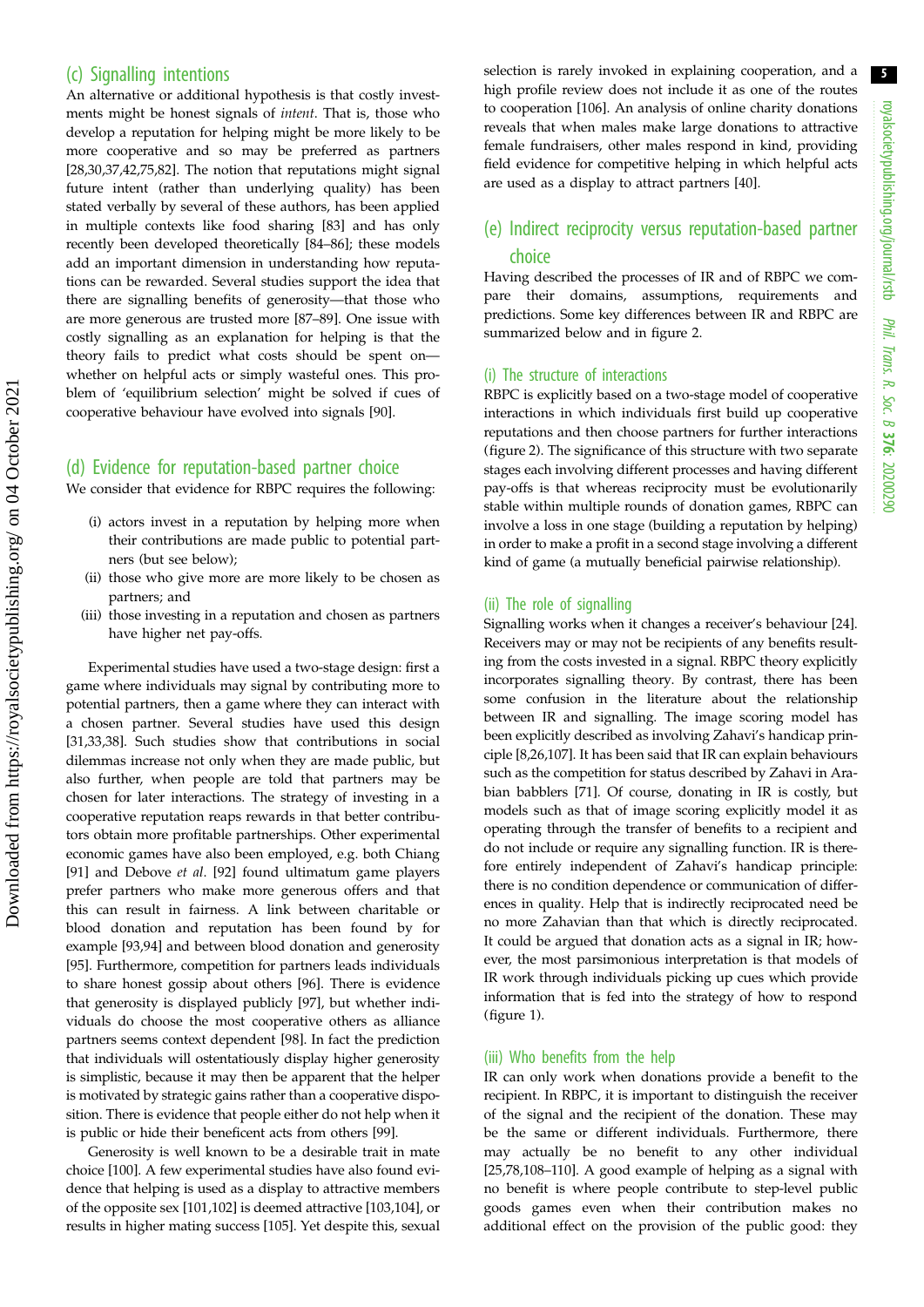### (c) Signalling intentions

An alternative or additional hypothesis is that costly investments might be honest signals of *intent*. That is, those who develop a reputation for helping might be more likely to be more cooperative and so may be preferred as partners [28,30,37,42,75,82]. The notion that reputations might signal future intent (rather than underlying quality) has been stated verbally by several of these authors, has been applied in multiple contexts like food sharing [83] and has only recently been developed theoretically [84–86]; these models add an important dimension in understanding how reputations can be rewarded. Several studies support the idea that there are signalling benefits of generosity—that those who are more generous are trusted more [87–89]. One issue with costly signalling as an explanation for helping is that the theory fails to predict what costs should be spent on—whether on helpful acts or simply wasteful ones. This problem of 'equilibrium selection' might be solved if cues of cooperative behaviour have evolved into signals [90].

### (d) Evidence for reputation-based partner choice

We consider that evidence for RBPC requires the following:

- (i) actors invest in a reputation by helping more when their contributions are made public to potential partners (but see below);
- (ii) those who give more are more likely to be chosen as partners; and
- (iii) those investing in a reputation and chosen as partners have higher net pay-offs.

Experimental studies have used a two-stage design: first a game where individuals may signal by contributing more to potential partners, then a game where they can interact with a chosen partner. Several studies have used this design [31,33,38]. Such studies show that contributions in social dilemmas increase not only when they are made public, but also further, when people are told that partners may be chosen for later interactions. The strategy of investing in a cooperative reputation reaps rewards in that better contributors obtain more profitable partnerships. Other experimental economic games have also been employed, e.g. both Chiang [91] and Debove *et al*. [92] found ultimatum game players prefer partners who make more generous offers and that this can result in fairness. A link between charitable or blood donation and reputation has been found by for example [93,94] and between blood donation and generosity [95]. Furthermore, competition for partners leads individuals to share honest gossip about others [96]. There is evidence that generosity is displayed publicly [97], but whether individuals do choose the most cooperative others as alliance partners seems context dependent [98]. In fact the prediction that individuals will ostentatiously display higher generosity is simplistic, because it may then be apparent that the helper is motivated by strategic gains rather than a cooperative disposition. There is evidence that people either do not help when it is public or hide their beneficent acts from others [99].

Generosity is well known to be a desirable trait in mate choice [100]. A few experimental studies have also found evidence that helping is used as a display to attractive members of the opposite sex [101,102] is deemed attractive [103,104], or results in higher mating success [105]. Yet despite this, sexual selection is rarely invoked in explaining cooperation, and a high profile review does not include it as one of the routes to cooperation [106]. An analysis of online charity donations reveals that when males make large donations to attractive female fundraisers, other males respond in kind, providing field evidence for competitive helping in which helpful acts are used as a display to attract partners [40].

### (e) Indirect reciprocity versus reputation-based partner choice

Having described the processes of IR and of RBPC we compare their domains, assumptions, requirements and predictions. Some key differences between IR and RBPC are summarized below and in figure 2.

#### (i) The structure of interactions

RBPC is explicitly based on a two-stage model of cooperative interactions in which individuals first build up cooperative reputations and then choose partners for further interactions (figure 2). The significance of this structure with two separate stages each involving different processes and having different pay-offs is that whereas reciprocity must be evolutionarily stable within multiple rounds of donation games, RBPC can involve a loss in one stage (building a reputation by helping) in order to make a profit in a second stage involving a different kind of game (a mutually beneficial pairwise relationship).

#### (ii) The role of signalling

Signalling works when it changes a receiver's behaviour [24]. Receivers may or may not be recipients of any benefits resulting from the costs invested in a signal. RBPC theory explicitly incorporates signalling theory. By contrast, there has been some confusion in the literature about the relationship between IR and signalling. The image scoring model has been explicitly described as involving Zahavi's handicap principle [8,26,107]. It has been said that IR can explain behaviours such as the competition for status described by Zahavi in Arabian babblers [71]. Of course, donating in IR is costly, but models such as that of image scoring explicitly model it as operating through the transfer of benefits to a recipient and do not include or require any signalling function. IR is therefore entirely independent of Zahavi's handicap principle: there is no condition dependence or communication of differences in quality. Help that is indirectly reciprocated need be no more Zahavian than that which is directly reciprocated. It could be argued that donation acts as a signal in IR; however, the most parsimonious interpretation is that models of IR work through individuals picking up cues which provide information that is fed into the strategy of how to respond (figure 1).

#### (iii) Who benefits from the help

IR can only work when donations provide a benefit to the recipient. In RBPC, it is important to distinguish the receiver of the signal and the recipient of the donation. These may be the same or different individuals. Furthermore, there may actually be no benefit to any other individual [25,78,108–110]. A good example of helping as a signal with no benefit is where people contribute to step-level public goods games even when their contribution makes no additional effect on the provision of the public good: they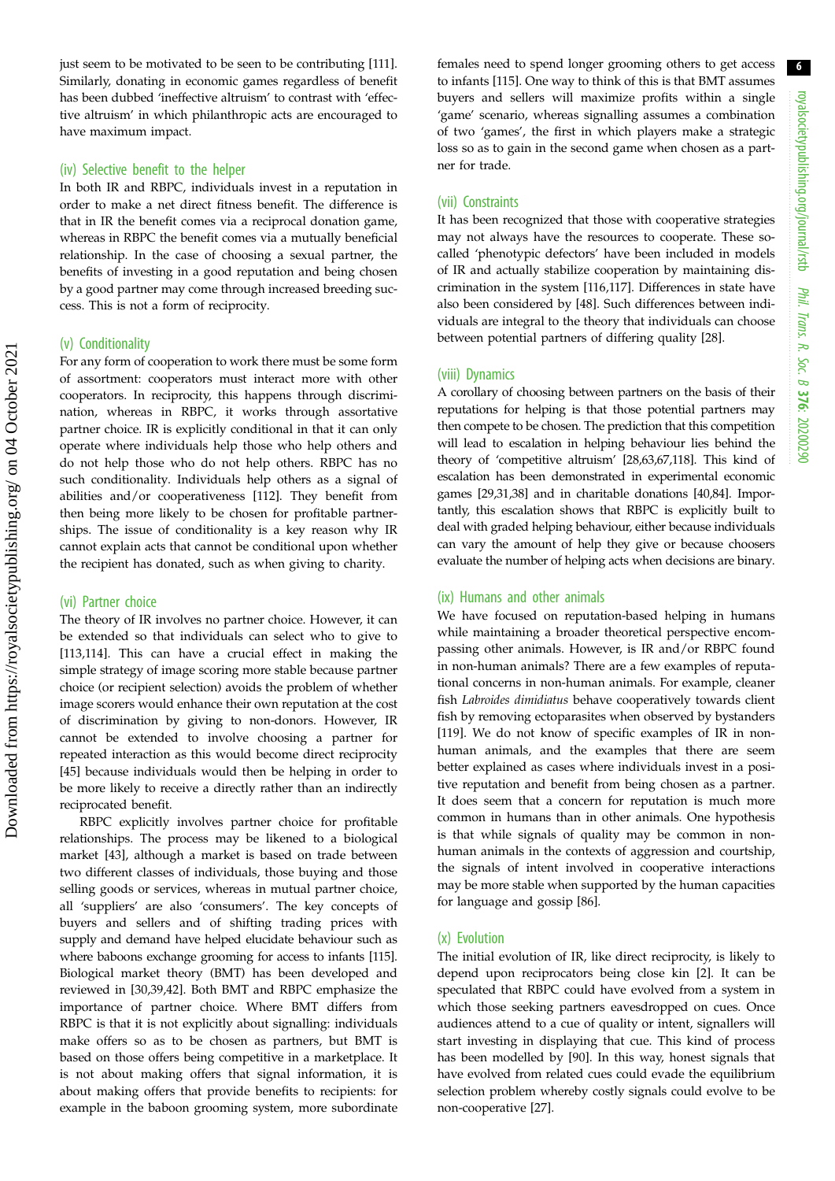just seem to be motivated to be seen to be contributing [111]. Similarly, donating in economic games regardless of benefit has been dubbed 'ineffective altruism' to contrast with 'effective altruism' in which philanthropic acts are encouraged to have maximum impact.

### (iv) Selective benefit to the helper

In both IR and RBPC, individuals invest in a reputation in order to make a net direct fitness benefit. The difference is that in IR the benefit comes via a reciprocal donation game, whereas in RBPC the benefit comes via a mutually beneficial relationship. In the case of choosing a sexual partner, the benefits of investing in a good reputation and being chosen by a good partner may come through increased breeding success. This is not a form of reciprocity.

### (v) Conditionality

For any form of cooperation to work there must be some form of assortment: cooperators must interact more with other cooperators. In reciprocity, this happens through discrimination, whereas in RBPC, it works through assortative partner choice. IR is explicitly conditional in that it can only operate where individuals help those who help others and do not help those who do not help others. RBPC has no such conditionality. Individuals help others as a signal of abilities and/or cooperativeness [112]. They benefit from then being more likely to be chosen for profitable partnerships. The issue of conditionality is a key reason why IR cannot explain acts that cannot be conditional upon whether the recipient has donated, such as when giving to charity.

### (vi) Partner choice

The theory of IR involves no partner choice. However, it can be extended so that individuals can select who to give to [113,114]. This can have a crucial effect in making the simple strategy of image scoring more stable because partner choice (or recipient selection) avoids the problem of whether image scorers would enhance their own reputation at the cost of discrimination by giving to non-donors. However, IR cannot be extended to involve choosing a partner for repeated interaction as this would become direct reciprocity [45] because individuals would then be helping in order to be more likely to receive a directly rather than an indirectly reciprocated benefit.

RBPC explicitly involves partner choice for profitable relationships. The process may be likened to a biological market [43], although a market is based on trade between two different classes of individuals, those buying and those selling goods or services, whereas in mutual partner choice, all 'suppliers' are also 'consumers'. The key concepts of buyers and sellers and of shifting trading prices with supply and demand have helped elucidate behaviour such as where baboons exchange grooming for access to infants [115]. Biological market theory (BMT) has been developed and reviewed in [30,39,42]. Both BMT and RBPC emphasize the importance of partner choice. Where BMT differs from RBPC is that it is not explicitly about signalling: individuals make offers so as to be chosen as partners, but BMT is based on those offers being competitive in a marketplace. It is not about making offers that signal information, it is about making offers that provide benefits to recipients: for example in the baboon grooming system, more subordinate females need to spend longer grooming others to get access to infants [115]. One way to think of this is that BMT assumes buyers and sellers will maximize profits within a single 'game' scenario, whereas signalling assumes a combination of two 'games', the first in which players make a strategic loss so as to gain in the second game when chosen as a partner for trade.

### (vii) Constraints

It has been recognized that those with cooperative strategies may not always have the resources to cooperate. These so-called 'phenotypic defectors' have been included in models of IR and actually stabilize cooperation by maintaining discrimination in the system [116,117]. Differences in state have also been considered by [48]. Such differences between individuals are integral to the theory that individuals can choose between potential partners of differing quality [28].

### (viii) Dynamics

A corollary of choosing between partners on the basis of their reputations for helping is that those potential partners may then compete to be chosen. The prediction that this competition will lead to escalation in helping behaviour lies behind the theory of 'competitive altruism' [28,63,67,118]. This kind of escalation has been demonstrated in experimental economic games [29,31,38] and in charitable donations [40,84]. Importantly, this escalation shows that RBPC is explicitly built to deal with graded helping behaviour, either because individuals can vary the amount of help they give or because choosers evaluate the number of helping acts when decisions are binary.

### (ix) Humans and other animals

We have focused on reputation-based helping in humans while maintaining a broader theoretical perspective encompassing other animals. However, is IR and/or RBPC found in non-human animals? There are a few examples of reputational concerns in non-human animals. For example, cleaner fish *Labroides dimidiatus* behave cooperatively towards client fish by removing ectoparasites when observed by bystanders [119]. We do not know of specific examples of IR in non-human animals, and the examples that there are seem better explained as cases where individuals invest in a positive reputation and benefit from being chosen as a partner. It does seem that a concern for reputation is much more common in humans than in other animals. One hypothesis is that while signals of quality may be common in non-human animals in the contexts of aggression and courtship, the signals of intent involved in cooperative interactions may be more stable when supported by the human capacities for language and gossip [86].

### (x) Evolution

The initial evolution of IR, like direct reciprocity, is likely to depend upon reciprocators being close kin [2]. It can be speculated that RBPC could have evolved from a system in which those seeking partners eavesdropped on cues. Once audiences attend to a cue of quality or intent, signallers will start investing in displaying that cue. This kind of process has been modelled by [90]. In this way, honest signals that have evolved from related cues could evade the equilibrium selection problem whereby costly signals could evolve to be non-cooperative [27].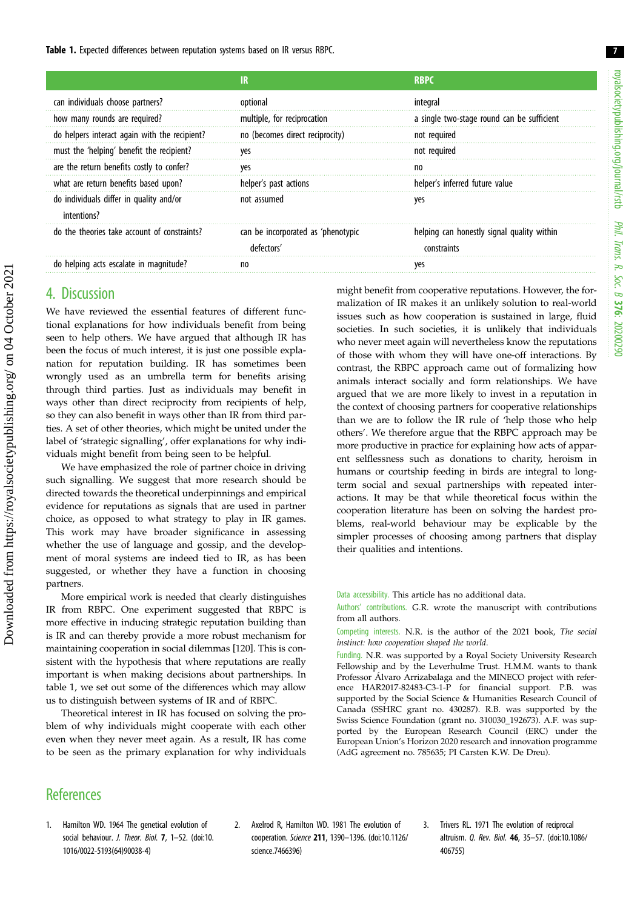**Table 1.** Expected differences between reputation systems based on IR versus RBPC.

| | IR | RBPC |
|---|---|---|
| can individuals choose partners? | optional | integral |
| how many rounds are required? | multiple, for reciprocation | a single two-stage round can be sufficient |
| do helpers interact again with the recipient? | no (becomes direct reciprocity) | not required |
| must the 'helping' benefit the recipient? | yes | not required |
| are the return benefits costly to confer? | yes | no |
| what are return benefits based upon? | helper's past actions | helper's inferred future value |
| do individuals differ in quality and/or intentions? | not assumed | yes |
| do the theories take account of constraints? | can be incorporated as 'phenotypic defectors' | helping can honestly signal quality within constraints |
| do helping acts escalate in magnitude? | no | yes |

## 4. Discussion

We have reviewed the essential features of different functional explanations for how individuals benefit from being seen to help others. We have argued that although IR has been the focus of much interest, it is just one possible explanation for reputation building. IR has sometimes been wrongly used as an umbrella term for benefits arising through third parties. Just as individuals may benefit in ways other than direct reciprocity from recipients of help, so they can also benefit in ways other than IR from third parties. A set of other theories, which might be united under the label of 'strategic signalling', offer explanations for why individuals might benefit from being seen to be helpful.

We have emphasized the role of partner choice in driving such signalling. We suggest that more research should be directed towards the theoretical underpinnings and empirical evidence for reputations as signals that are used in partner choice, as opposed to what strategy to play in IR games. This work may have broader significance in assessing whether the use of language and gossip, and the development of moral systems are indeed tied to IR, as has been suggested, or whether they have a function in choosing partners.

More empirical work is needed that clearly distinguishes IR from RBPC. One experiment suggested that RBPC is more effective in inducing strategic reputation building than is IR and can thereby provide a more robust mechanism for maintaining cooperation in social dilemmas [120]. This is consistent with the hypothesis that where reputations are really important is when making decisions about partnerships. In table 1, we set out some of the differences which may allow us to distinguish between systems of IR and of RBPC.

Theoretical interest in IR has focused on solving the problem of why individuals might cooperate with each other even when they never meet again. As a result, IR has come to be seen as the primary explanation for why individuals might benefit from cooperative reputations. However, the formalization of IR makes it an unlikely solution to real-world issues such as how cooperation is sustained in large, fluid societies. In such societies, it is unlikely that individuals who never meet again will nevertheless know the reputations of those with whom they will have one-off interactions. By contrast, the RBPC approach came out of formalizing how animals interact socially and form relationships. We have argued that we are more likely to invest in a reputation in the context of choosing partners for cooperative relationships than we are to follow the IR rule of 'help those who help others'. We therefore argue that the RBPC approach may be more productive in practice for explaining how acts of apparent selflessness such as donations to charity, heroism in humans or courtship feeding in birds are integral to long-term social and sexual partnerships with repeated interactions. It may be that while theoretical focus within the cooperation literature has been on solving the hardest problems, real-world behaviour may be explicable by the simpler processes of choosing among partners that display their qualities and intentions.

Data accessibility. This article has no additional data.

Authors' contributions. G.R. wrote the manuscript with contributions from all authors.

Competing interests. N.R. is the author of the 2021 book, *The social instinct: how cooperation shaped the world*.

Funding. N.R. was supported by a Royal Society University Research Fellowship and by the Leverhulme Trust. H.M.M. wants to thank Professor Álvaro Arrizabalaga and the MINECO project with reference HAR2017-82483-C3-1-P for financial support. P.B. was supported by the Social Science & Humanities Research Council of Canada (SSHRC grant no. 430287). R.B. was supported by the Swiss Science Foundation (grant no. 310030_192673). A.F. was supported by the European Research Council (ERC) under the European Union's Horizon 2020 research and innovation programme (AdG agreement no. 785635; PI Carsten K.W. De Dreu).

## References

1. Hamilton WD. 1964 The genetical evolution of social behaviour. *J. Theor. Biol.* **7**, 1–52. (doi:10.1016/0022-5193(64)90038-4)
2. Axelrod R, Hamilton WD. 1981 The evolution of cooperation. *Science* **211**, 1390–1396. (doi:10.1126/science.7466396)
3. Trivers RL. 1971 The evolution of reciprocal altruism. *Q. Rev. Biol.* **46**, 35–57. (doi:10.1086/406755)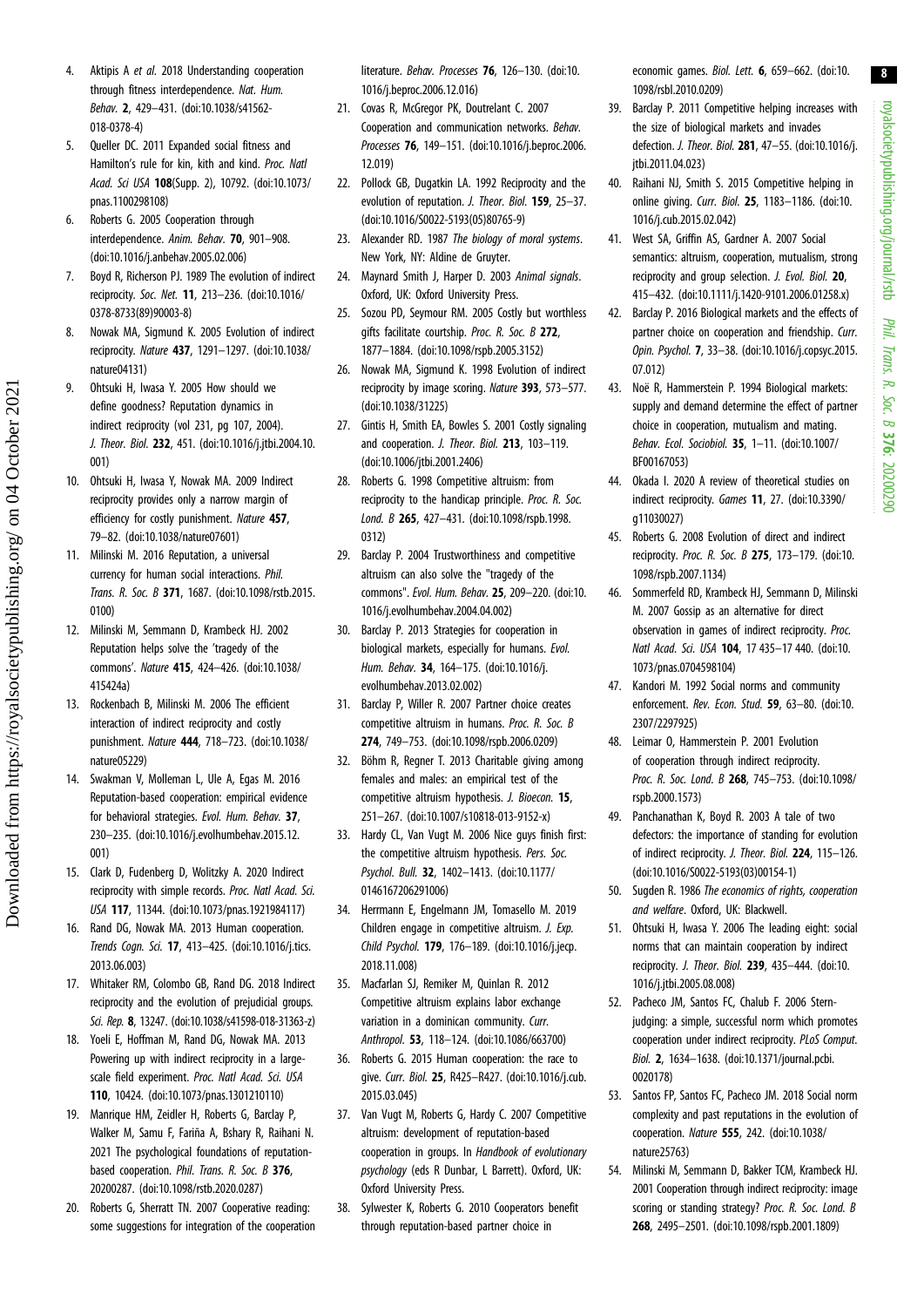4. Aktipis A *et al.* 2018 Understanding cooperation through fitness interdependence. *Nat. Hum. Behav.* **2**, 429–431. (doi:10.1038/s41562-018-0378-4)
5. Queller DC. 2011 Expanded social fitness and Hamilton's rule for kin, kith and kind. *Proc. Natl Acad. Sci USA* **108**(Supp. 2), 10792. (doi:10.1073/pnas.1100298108)
6. Roberts G. 2005 Cooperation through interdependence. *Anim. Behav.* **70**, 901–908. (doi:10.1016/j.anbehav.2005.02.006)
7. Boyd R, Richerson PJ. 1989 The evolution of indirect reciprocity. *Soc. Net.* **11**, 213–236. (doi:10.1016/0378-8733(89)90003-8)
8. Nowak MA, Sigmund K. 2005 Evolution of indirect reciprocity. *Nature* **437**, 1291–1297. (doi:10.1038/nature04131)
9. Ohtsuki H, Iwasa Y. 2005 How should we define goodness? Reputation dynamics in indirect reciprocity (vol 231, pg 107, 2004). *J. Theor. Biol.* **232**, 451. (doi:10.1016/j.jtbi.2004.10.001)
10. Ohtsuki H, Iwasa Y, Nowak MA. 2009 Indirect reciprocity provides only a narrow margin of efficiency for costly punishment. *Nature* **457**, 79–82. (doi:10.1038/nature07601)
11. Milinski M. 2016 Reputation, a universal currency for human social interactions. *Phil. Trans. R. Soc. B* **371**, 1687. (doi:10.1098/rstb.2015.0100)
12. Milinski M, Semmann D, Krambeck HJ. 2002 Reputation helps solve the 'tragedy of the commons'. *Nature* **415**, 424–426. (doi:10.1038/415424a)
13. Rockenbach B, Milinski M. 2006 The efficient interaction of indirect reciprocity and costly punishment. *Nature* **444**, 718–723. (doi:10.1038/nature05229)
14. Swakman V, Molleman L, Ule A, Egas M. 2016 Reputation-based cooperation: empirical evidence for behavioral strategies. *Evol. Hum. Behav.* **37**, 230–235. (doi:10.1016/j.evolhumbehav.2015.12.001)
15. Clark D, Fudenberg D, Wolitzky A. 2020 Indirect reciprocity with simple records. *Proc. Natl Acad. Sci. USA* **117**, 11344. (doi:10.1073/pnas.1921984117)
16. Rand DG, Nowak MA. 2013 Human cooperation. *Trends Cogn. Sci.* **17**, 413–425. (doi:10.1016/j.tics.2013.06.003)
17. Whitaker RM, Colombo GB, Rand DG. 2018 Indirect reciprocity and the evolution of prejudicial groups. *Sci. Rep.* **8**, 13247. (doi:10.1038/s41598-018-31363-z)
18. Yoeli E, Hoffman M, Rand DG, Nowak MA. 2013 Powering up with indirect reciprocity in a large-scale field experiment. *Proc. Natl Acad. Sci. USA* **110**, 10424. (doi:10.1073/pnas.1301210110)
19. Manrique HM, Zeidler H, Roberts G, Barclay P, Walker M, Samu F, Fariña A, Bshary R, Raihani N. 2021 The psychological foundations of reputation-based cooperation. *Phil. Trans. R. Soc. B* **376**, 20200287. (doi:10.1098/rstb.2020.0287)
20. Roberts G, Sherratt TN. 2007 Cooperative reading: some suggestions for integration of the cooperation literature. *Behav. Processes* **76**, 126–130. (doi:10.1016/j.beproc.2006.12.016)
21. Covas R, McGregor PK, Doutrelant C. 2007 Cooperation and communication networks. *Behav. Processes* **76**, 149–151. (doi:10.1016/j.beproc.2006.12.019)
22. Pollock GB, Dugatkin LA. 1992 Reciprocity and the evolution of reputation. *J. Theor. Biol.* **159**, 25–37. (doi:10.1016/S0022-5193(05)80765-9)
23. Alexander RD. 1987 *The biology of moral systems*. New York, NY: Aldine de Gruyter.
24. Maynard Smith J, Harper D. 2003 *Animal signals*. Oxford, UK: Oxford University Press.
25. Sozou PD, Seymour RM. 2005 Costly but worthless gifts facilitate courtship. *Proc. R. Soc. B* **272**, 1877–1884. (doi:10.1098/rspb.2005.3152)
26. Nowak MA, Sigmund K. 1998 Evolution of indirect reciprocity by image scoring. *Nature* **393**, 573–577. (doi:10.1038/31225)
27. Gintis H, Smith EA, Bowles S. 2001 Costly signaling and cooperation. *J. Theor. Biol.* **213**, 103–119. (doi:10.1006/jtbi.2001.2406)
28. Roberts G. 1998 Competitive altruism: from reciprocity to the handicap principle. *Proc. R. Soc. Lond. B* **265**, 427–431. (doi:10.1098/rspb.1998.0312)
29. Barclay P. 2004 Trustworthiness and competitive altruism can also solve the "tragedy of the commons". *Evol. Hum. Behav.* **25**, 209–220. (doi:10.1016/j.evolhumbehav.2004.04.002)
30. Barclay P. 2013 Strategies for cooperation in biological markets, especially for humans. *Evol. Hum. Behav.* **34**, 164–175. (doi:10.1016/j.evolhumbehav.2013.02.002)
31. Barclay P, Willer R. 2007 Partner choice creates competitive altruism in humans. *Proc. R. Soc. B* **274**, 749–753. (doi:10.1098/rspb.2006.0209)
32. Böhm R, Regner T. 2013 Charitable giving among females and males: an empirical test of the competitive altruism hypothesis. *J. Bioecon.* **15**, 251–267. (doi:10.1007/s10818-013-9152-x)
33. Hardy CL, Van Vugt M. 2006 Nice guys finish first: the competitive altruism hypothesis. *Pers. Soc. Psychol. Bull.* **32**, 1402–1413. (doi:10.1177/0146167206291006)
34. Herrmann E, Engelmann JM, Tomasello M. 2019 Children engage in competitive altruism. *J. Exp. Child Psychol.* **179**, 176–189. (doi:10.1016/j.jecp.2018.11.008)
35. Macfarlan SJ, Remiker M, Quinlan R. 2012 Competitive altruism explains labor exchange variation in a dominican community. *Curr. Anthropol.* **53**, 118–124. (doi:10.1086/663700)
36. Roberts G. 2015 Human cooperation: the race to give. *Curr. Biol.* **25**, R425–R427. (doi:10.1016/j.cub.2015.03.045)
37. Van Vugt M, Roberts G, Hardy C. 2007 Competitive altruism: development of reputation-based cooperation in groups. In *Handbook of evolutionary psychology* (eds R Dunbar, L Barrett). Oxford, UK: Oxford University Press.
38. Sylwester K, Roberts G. 2010 Cooperators benefit through reputation-based partner choice in economic games. *Biol. Lett.* **6**, 659–662. (doi:10.1098/rsbl.2010.0209)
39. Barclay P. 2011 Competitive helping increases with the size of biological markets and invades defection. *J. Theor. Biol.* **281**, 47–55. (doi:10.1016/j.jtbi.2011.04.023)
40. Raihani NJ, Smith S. 2015 Competitive helping in online giving. *Curr. Biol.* **25**, 1183–1186. (doi:10.1016/j.cub.2015.02.042)
41. West SA, Griffin AS, Gardner A. 2007 Social semantics: altruism, cooperation, mutualism, strong reciprocity and group selection. *J. Evol. Biol.* **20**, 415–432. (doi:10.1111/j.1420-9101.2006.01258.x)
42. Barclay P. 2016 Biological markets and the effects of partner choice on cooperation and friendship. *Curr. Opin. Psychol.* **7**, 33–38. (doi:10.1016/j.copsyc.2015.07.012)
43. Noë R, Hammerstein P. 1994 Biological markets: supply and demand determine the effect of partner choice in cooperation, mutualism and mating. *Behav. Ecol. Sociobiol.* **35**, 1–11. (doi:10.1007/BF00167053)
44. Okada I. 2020 A review of theoretical studies on indirect reciprocity. *Games* **11**, 27. (doi:10.3390/g11030027)
45. Roberts G. 2008 Evolution of direct and indirect reciprocity. *Proc. R. Soc. B* **275**, 173–179. (doi:10.1098/rspb.2007.1134)
46. Sommerfeld RD, Krambeck HJ, Semmann D, Milinski M. 2007 Gossip as an alternative for direct observation in games of indirect reciprocity. *Proc. Natl Acad. Sci. USA* **104**, 17 435–17 440. (doi:10.1073/pnas.0704598104)
47. Kandori M. 1992 Social norms and community enforcement. *Rev. Econ. Stud.* **59**, 63–80. (doi:10.2307/2297925)
48. Leimar O, Hammerstein P. 2001 Evolution of cooperation through indirect reciprocity. *Proc. R. Soc. Lond. B* **268**, 745–753. (doi:10.1098/rspb.2000.1573)
49. Panchanathan K, Boyd R. 2003 A tale of two defectors: the importance of standing for evolution of indirect reciprocity. *J. Theor. Biol.* **224**, 115–126. (doi:10.1016/S0022-5193(03)00154-1)
50. Sugden R. 1986 *The economics of rights, cooperation and welfare*. Oxford, UK: Blackwell.
51. Ohtsuki H, Iwasa Y. 2006 The leading eight: social norms that can maintain cooperation by indirect reciprocity. *J. Theor. Biol.* **239**, 435–444. (doi:10.1016/j.jtbi.2005.08.008)
52. Pacheco JM, Santos FC, Chalub F. 2006 Stern-judging: a simple, successful norm which promotes cooperation under indirect reciprocity. *PLoS Comput. Biol.* **2**, 1634–1638. (doi:10.1371/journal.pcbi.0020178)
53. Santos FP, Santos FC, Pacheco JM. 2018 Social norm complexity and past reputations in the evolution of cooperation. *Nature* **555**, 242. (doi:10.1038/nature25763)
54. Milinski M, Semmann D, Bakker TCM, Krambeck HJ. 2001 Cooperation through indirect reciprocity: image scoring or standing strategy? *Proc. R. Soc. Lond. B* **268**, 2495–2501. (doi:10.1098/rspb.2001.1809)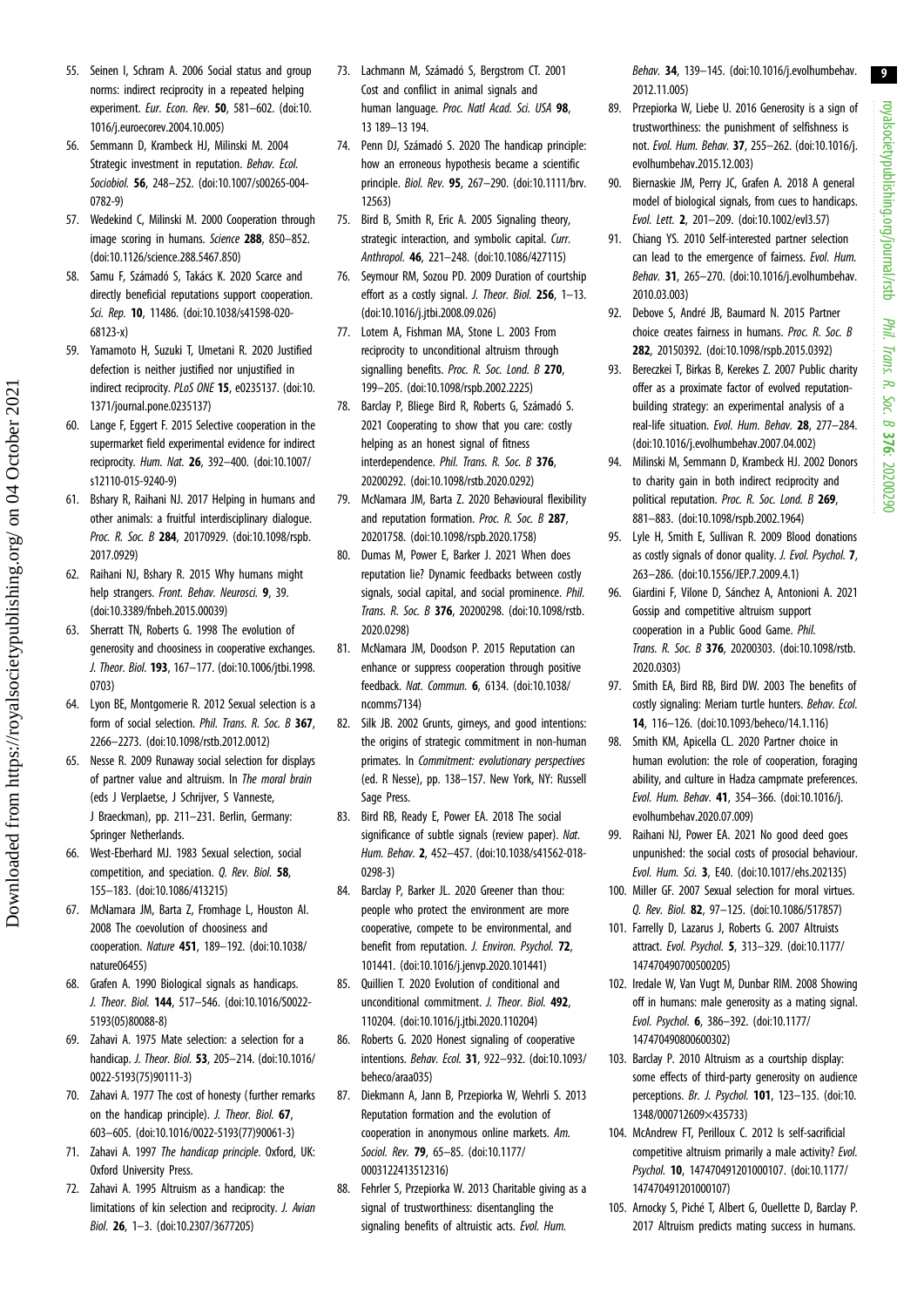55. Seinen I, Schram A. 2006 Social status and group norms: indirect reciprocity in a repeated helping experiment. *Eur. Econ. Rev.* **50**, 581–602. (doi:10.1016/j.euroecorev.2004.10.005)
56. Semmann D, Krambeck HJ, Milinski M. 2004 Strategic investment in reputation. *Behav. Ecol. Sociobiol.* **56**, 248–252. (doi:10.1007/s00265-004-0782-9)
57. Wedekind C, Milinski M. 2000 Cooperation through image scoring in humans. *Science* **288**, 850–852. (doi:10.1126/science.288.5467.850)
58. Samu F, Számadó S, Takács K. 2020 Scarce and directly beneficial reputations support cooperation. *Sci. Rep.* **10**, 11486. (doi:10.1038/s41598-020-68123-x)
59. Yamamoto H, Suzuki T, Umetani R. 2020 Justified defection is neither justified nor unjustified in indirect reciprocity. *PLoS ONE* **15**, e0235137. (doi:10.1371/journal.pone.0235137)
60. Lange F, Eggert F. 2015 Selective cooperation in the supermarket field experimental evidence for indirect reciprocity. *Hum. Nat.* **26**, 392–400. (doi:10.1007/s12110-015-9240-9)
61. Bshary R, Raihani NJ. 2017 Helping in humans and other animals: a fruitful interdisciplinary dialogue. *Proc. R. Soc. B* **284**, 20170929. (doi:10.1098/rspb.2017.0929)
62. Raihani NJ, Bshary R. 2015 Why humans might help strangers. *Front. Behav. Neurosci.* **9**, 39. (doi:10.3389/fnbeh.2015.00039)
63. Sherratt TN, Roberts G. 1998 The evolution of generosity and choosiness in cooperative exchanges. *J. Theor. Biol.* **193**, 167–177. (doi:10.1006/jtbi.1998.0703)
64. Lyon BE, Montgomerie R. 2012 Sexual selection is a form of social selection. *Phil. Trans. R. Soc. B* **367**, 2266–2273. (doi:10.1098/rstb.2012.0012)
65. Nesse R. 2009 Runaway social selection for displays of partner value and altruism. In *The moral brain* (eds J Verplaetse, J Schrijver, S Vanneste, J Braeckman), pp. 211–231. Berlin, Germany: Springer Netherlands.
66. West-Eberhard MJ. 1983 Sexual selection, social competition, and speciation. *Q. Rev. Biol.* **58**, 155–183. (doi:10.1086/413215)
67. McNamara JM, Barta Z, Fromhage L, Houston AI. 2008 The coevolution of choosiness and cooperation. *Nature* **451**, 189–192. (doi:10.1038/nature06455)
68. Grafen A. 1990 Biological signals as handicaps. *J. Theor. Biol.* **144**, 517–546. (doi:10.1016/S0022-5193(05)80088-8)
69. Zahavi A. 1975 Mate selection: a selection for a handicap. *J. Theor. Biol.* **53**, 205–214. (doi:10.1016/0022-5193(75)90111-3)
70. Zahavi A. 1977 The cost of honesty (further remarks on the handicap principle). *J. Theor. Biol.* **67**, 603–605. (doi:10.1016/0022-5193(77)90061-3)
71. Zahavi A. 1997 *The handicap principle*. Oxford, UK: Oxford University Press.
72. Zahavi A. 1995 Altruism as a handicap: the limitations of kin selection and reciprocity. *J. Avian Biol.* **26**, 1–3. (doi:10.2307/3677205)
73. Lachmann M, Számadó S, Bergstrom CT. 2001 Cost and conflict in animal signals and human language. *Proc. Natl Acad. Sci. USA* **98**, 13 189–13 194.
74. Penn DJ, Számadó S. 2020 The handicap principle: how an erroneous hypothesis became a scientific principle. *Biol. Rev.* **95**, 267–290. (doi:10.1111/brv.12563)
75. Bird B, Smith R, Eric A. 2005 Signaling theory, strategic interaction, and symbolic capital. *Curr. Anthropol.* **46**, 221–248. (doi:10.1086/427115)
76. Seymour RM, Sozou PD. 2009 Duration of courtship effort as a costly signal. *J. Theor. Biol.* **256**, 1–13. (doi:10.1016/j.jtbi.2008.09.026)
77. Lotem A, Fishman MA, Stone L. 2003 From reciprocity to unconditional altruism through signalling benefits. *Proc. R. Soc. Lond. B* **270**, 199–205. (doi:10.1098/rspb.2002.2225)
78. Barclay P, Bliege Bird R, Roberts G, Számadó S. 2021 Cooperating to show that you care: costly helping as an honest signal of fitness interdependence. *Phil. Trans. R. Soc. B* **376**, 20200292. (doi:10.1098/rstb.2020.0292)
79. McNamara JM, Barta Z. 2020 Behavioural flexibility and reputation formation. *Proc. R. Soc. B* **287**, 20201758. (doi:10.1098/rspb.2020.1758)
80. Dumas M, Power E, Barker J. 2021 When does reputation lie? Dynamic feedbacks between costly signals, social capital, and social prominence. *Phil. Trans. R. Soc. B* **376**, 20200298. (doi:10.1098/rstb.2020.0298)
81. McNamara JM, Doodson P. 2015 Reputation can enhance or suppress cooperation through positive feedback. *Nat. Commun.* **6**, 6134. (doi:10.1038/ncomms7134)
82. Silk JB. 2002 Grunts, girneys, and good intentions: the origins of strategic commitment in non-human primates. In *Commitment: evolutionary perspectives* (ed. R Nesse), pp. 138–157. New York, NY: Russell Sage Press.
83. Bird RB, Ready E, Power EA. 2018 The social significance of subtle signals (review paper). *Nat. Hum. Behav.* **2**, 452–457. (doi:10.1038/s41562-018-0298-3)
84. Barclay P, Barker JL. 2020 Greener than thou: people who protect the environment are more cooperative, compete to be environmental, and benefit from reputation. *J. Environ. Psychol.* **72**, 101441. (doi:10.1016/j.jenvp.2020.101441)
85. Quillien T. 2020 Evolution of conditional and unconditional commitment. *J. Theor. Biol.* **492**, 110204. (doi:10.1016/j.jtbi.2020.110204)
86. Roberts G. 2020 Honest signaling of cooperative intentions. *Behav. Ecol.* **31**, 922–932. (doi:10.1093/beheco/araa035)
87. Diekmann A, Jann B, Przepiorka W, Wehrli S. 2013 Reputation formation and the evolution of cooperation in anonymous online markets. *Am. Sociol. Rev.* **79**, 65–85. (doi:10.1177/0003122413512316)
88. Fehrler S, Przepiorka W. 2013 Charitable giving as a signal of trustworthiness: disentangling the signaling benefits of altruistic acts. *Evol. Hum. Behav.* **34**, 139–145. (doi:10.1016/j.evolhumbehav.2012.11.005)
89. Przepiorka W, Liebe U. 2016 Generosity is a sign of trustworthiness: the punishment of selfishness is not. *Evol. Hum. Behav.* **37**, 255–262. (doi:10.1016/j.evolhumbehav.2015.12.003)
90. Biernaskie JM, Perry JC, Grafen A. 2018 A general model of biological signals, from cues to handicaps. *Evol. Lett.* **2**, 201–209. (doi:10.1002/evl3.57)
91. Chiang YS. 2010 Self-interested partner selection can lead to the emergence of fairness. *Evol. Hum. Behav.* **31**, 265–270. (doi:10.1016/j.evolhumbehav.2010.03.003)
92. Debove S, André JB, Baumard N. 2015 Partner choice creates fairness in humans. *Proc. R. Soc. B* **282**, 20150392. (doi:10.1098/rspb.2015.0392)
93. Bereczkei T, Birkas B, Kerekes Z. 2007 Public charity offer as a proximate factor of evolved reputation-building strategy: an experimental analysis of a real-life situation. *Evol. Hum. Behav.* **28**, 277–284. (doi:10.1016/j.evolhumbehav.2007.04.002)
94. Milinski M, Semmann D, Krambeck HJ. 2002 Donors to charity gain in both indirect reciprocity and political reputation. *Proc. R. Soc. Lond. B* **269**, 881–883. (doi:10.1098/rspb.2002.1964)
95. Lyle H, Smith E, Sullivan R. 2009 Blood donations as costly signals of donor quality. *J. Evol. Psychol.* **7**, 263–286. (doi:10.1556/JEP.7.2009.4.1)
96. Giardini F, Vilone D, Sánchez A, Antonioni A. 2021 Gossip and competitive altruism support cooperation in a Public Good Game. *Phil. Trans. R. Soc. B* **376**, 20200303. (doi:10.1098/rstb.2020.0303)
97. Smith EA, Bird RB, Bird DW. 2003 The benefits of costly signaling: Meriam turtle hunters. *Behav. Ecol.* **14**, 116–126. (doi:10.1093/beheco/14.1.116)
98. Smith KM, Apicella CL. 2020 Partner choice in human evolution: the role of cooperation, foraging ability, and culture in Hadza campmate preferences. *Evol. Hum. Behav.* **41**, 354–366. (doi:10.1016/j.evolhumbehav.2020.07.009)
99. Raihani NJ, Power EA. 2021 No good deed goes unpunished: the social costs of prosocial behaviour. *Evol. Hum. Sci.* **3**, E40. (doi:10.1017/ehs.202135)
100. Miller GF. 2007 Sexual selection for moral virtues. *Q. Rev. Biol.* **82**, 97–125. (doi:10.1086/517857)
101. Farrelly D, Lazarus J, Roberts G. 2007 Altruists attract. *Evol. Psychol.* **5**, 313–329. (doi:10.1177/147470490700500205)
102. Iredale W, Van Vugt M, Dunbar RIM. 2008 Showing off in humans: male generosity as a mating signal. *Evol. Psychol.* **6**, 386–392. (doi:10.1177/147470490800600302)
103. Barclay P. 2010 Altruism as a courtship display: some effects of third-party generosity on audience perceptions. *Br. J. Psychol.* **101**, 123–135. (doi:10.1348/000712609×435733)
104. McAndrew FT, Perilloux C. 2012 Is self-sacrificial competitive altruism primarily a male activity? *Evol. Psychol.* **10**, 147470491201000107. (doi:10.1177/147470491201000107)
105. Arnocky S, Piché T, Albert G, Ouellette D, Barclay P. 2017 Altruism predicts mating success in humans.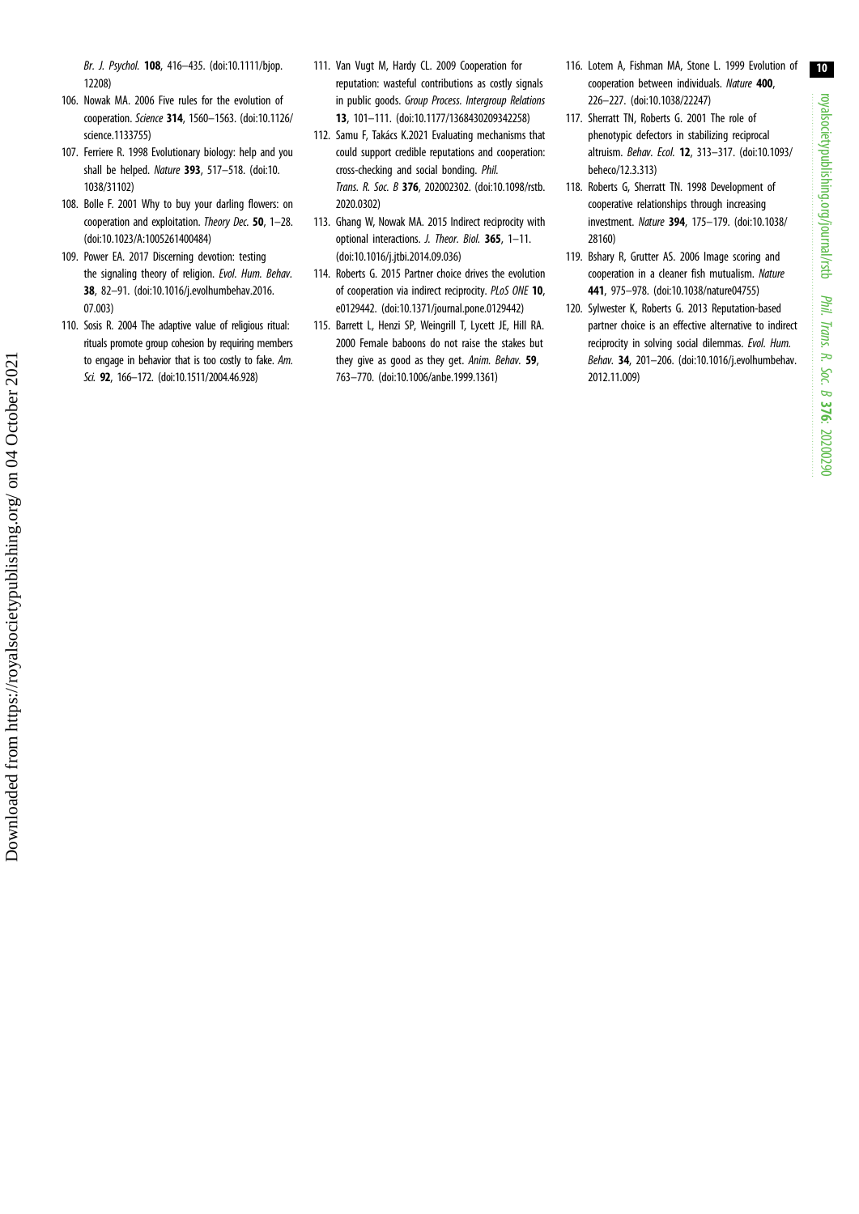Br. J. Psychol. **108**, 416–435. (doi:10.1111/bjop.12208)

106. Nowak MA. 2006 Five rules for the evolution of cooperation. *Science* **314**, 1560–1563. (doi:10.1126/science.1133755)
107. Ferriere R. 1998 Evolutionary biology: help and you shall be helped. *Nature* **393**, 517–518. (doi:10.1038/31102)
108. Bolle F. 2001 Why to buy your darling flowers: on cooperation and exploitation. *Theory Dec.* **50**, 1–28. (doi:10.1023/A:1005261400484)
109. Power EA. 2017 Discerning devotion: testing the signaling theory of religion. *Evol. Hum. Behav.* **38**, 82–91. (doi:10.1016/j.evolhumbehav.2016.07.003)
110. Sosis R. 2004 The adaptive value of religious ritual: rituals promote group cohesion by requiring members to engage in behavior that is too costly to fake. *Am. Sci.* **92**, 166–172. (doi:10.1511/2004.46.928)
111. Van Vugt M, Hardy CL. 2009 Cooperation for reputation: wasteful contributions as costly signals in public goods. *Group Process. Intergroup Relations* **13**, 101–111. (doi:10.1177/1368430209342258)
112. Samu F, Takács K.2021 Evaluating mechanisms that could support credible reputations and cooperation: cross-checking and social bonding. *Phil. Trans. R. Soc. B* **376**, 202002302. (doi:10.1098/rstb.2020.0302)
113. Ghang W, Nowak MA. 2015 Indirect reciprocity with optional interactions. *J. Theor. Biol.* **365**, 1–11. (doi:10.1016/j.jtbi.2014.09.036)
114. Roberts G. 2015 Partner choice drives the evolution of cooperation via indirect reciprocity. *PLoS ONE* **10**, e0129442. (doi:10.1371/journal.pone.0129442)
115. Barrett L, Henzi SP, Weingrill T, Lycett JE, Hill RA. 2000 Female baboons do not raise the stakes but they give as good as they get. *Anim. Behav.* **59**, 763–770. (doi:10.1006/anbe.1999.1361)
116. Lotem A, Fishman MA, Stone L. 1999 Evolution of cooperation between individuals. *Nature* **400**, 226–227. (doi:10.1038/22247)
117. Sherratt TN, Roberts G. 2001 The role of phenotypic defectors in stabilizing reciprocal altruism. *Behav. Ecol.* **12**, 313–317. (doi:10.1093/beheco/12.3.313)
118. Roberts G, Sherratt TN. 1998 Development of cooperative relationships through increasing investment. *Nature* **394**, 175–179. (doi:10.1038/28160)
119. Bshary R, Grutter AS. 2006 Image scoring and cooperation in a cleaner fish mutualism. *Nature* **441**, 975–978. (doi:10.1038/nature04755)
120. Sylwester K, Roberts G. 2013 Reputation-based partner choice is an effective alternative to indirect reciprocity in solving social dilemmas. *Evol. Hum. Behav.* **34**, 201–206. (doi:10.1016/j.evolhumbehav.2012.11.009)